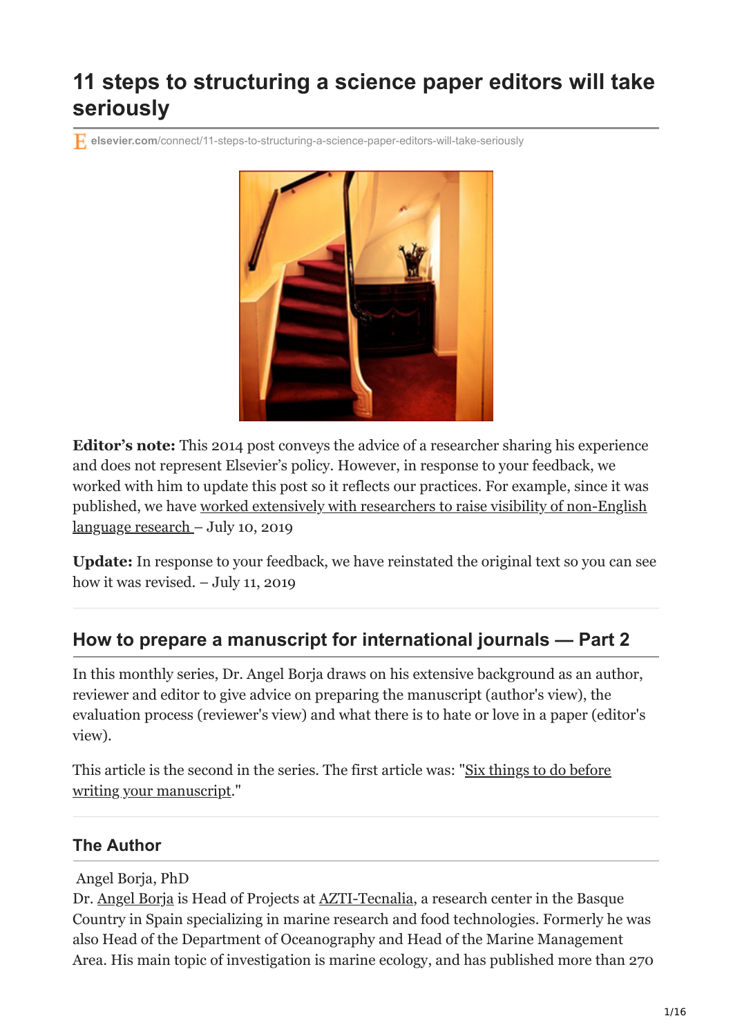# 11 steps to structuring a science paper editors will take seriously

elsevier.com/connect/11-steps-to-structuring-a-science-paper-editors-will-take-seriously

**Editor's note:** This 2014 post conveys the advice of a researcher sharing his experience and does not represent Elsevier's policy. However, in response to your feedback, we worked with him to update this post so it reflects our practices. For example, since it was published, we have worked extensively with researchers to raise visibility of non-English language research – July 10, 2019

**Update:** In response to your feedback, we have reinstated the original text so you can see how it was revised. – July 11, 2019

## How to prepare a manuscript for international journals — Part 2

In this monthly series, Dr. Angel Borja draws on his extensive background as an author, reviewer and editor to give advice on preparing the manuscript (author's view), the evaluation process (reviewer's view) and what there is to hate or love in a paper (editor's view).

This article is the second in the series. The first article was: "Six things to do before writing your manuscript."

### The Author

Angel Borja, PhD
Dr. Angel Borja is Head of Projects at AZTI-Tecnalia, a research center in the Basque Country in Spain specializing in marine research and food technologies. Formerly he was also Head of the Department of Oceanography and Head of the Marine Management Area. His main topic of investigation is marine ecology, and has published more than 270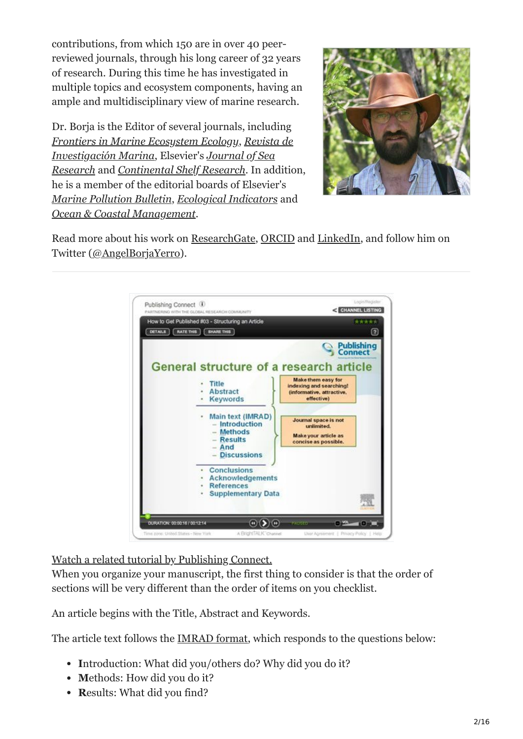contributions, from which 150 are in over 40 peer-reviewed journals, through his long career of 32 years of research. During this time he has investigated in multiple topics and ecosystem components, having an ample and multidisciplinary view of marine research.

Dr. Borja is the Editor of several journals, including *Frontiers in Marine Ecosystem Ecology*, *Revista de Investigación Marina*, Elsevier's *Journal of Sea Research* and *Continental Shelf Research*. In addition, he is a member of the editorial boards of Elsevier's *Marine Pollution Bulletin*, *Ecological Indicators* and *Ocean & Coastal Management*.

Read more about his work on ResearchGate, ORCID and LinkedIn, and follow him on Twitter (@AngelBorjaYerro).

---

Watch a related tutorial by Publishing Connect.

When you organize your manuscript, the first thing to consider is that the order of sections will be very different than the order of items on you checklist.

An article begins with the Title, Abstract and Keywords.

The article text follows the IMRAD format, which responds to the questions below:

- **I**ntroduction: What did you/others do? Why did you do it?
- **M**ethods: How did you do it?
- **R**esults: What did you find?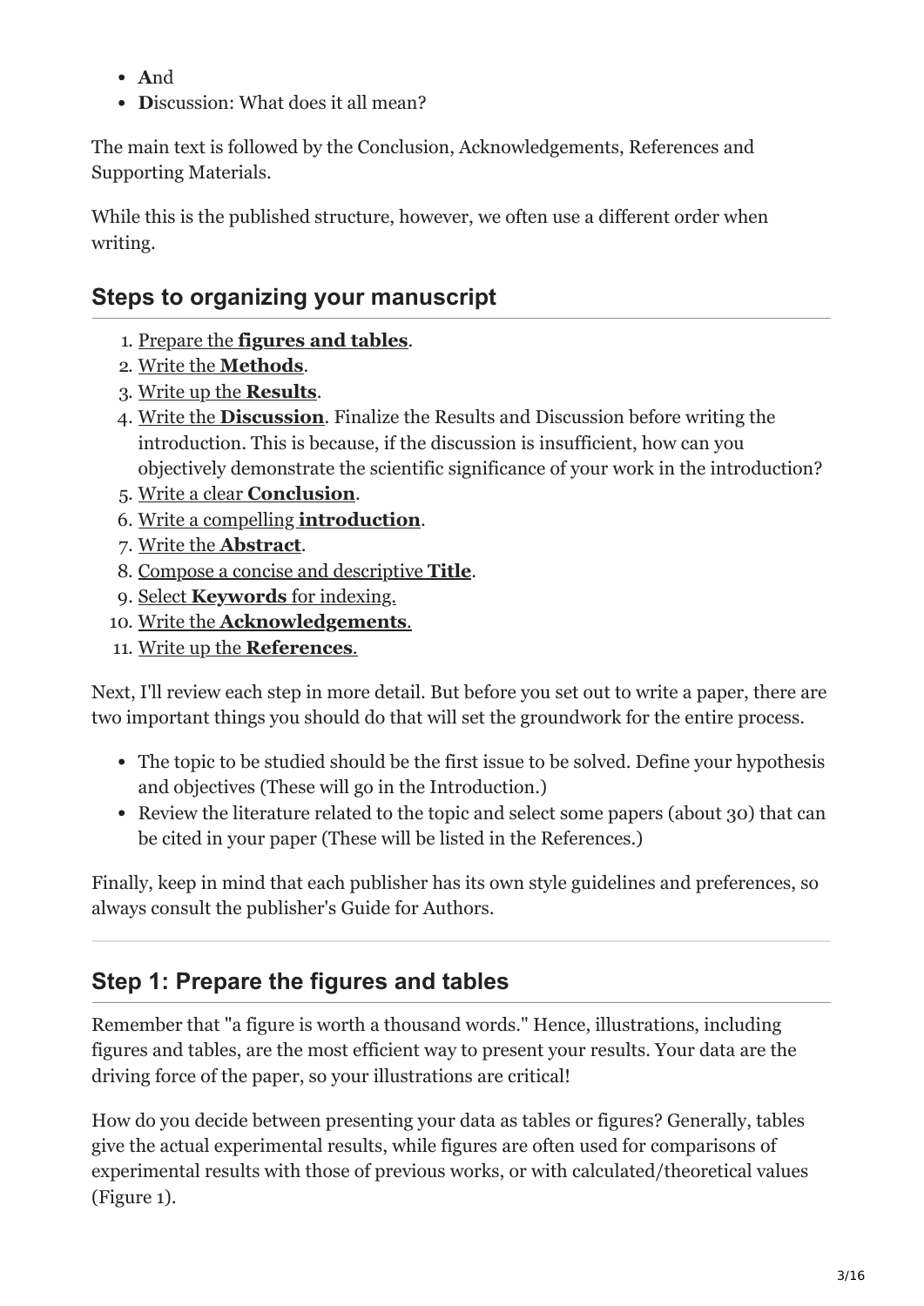- **A**nd
- **D**iscussion: What does it all mean?

The main text is followed by the Conclusion, Acknowledgements, References and Supporting Materials.

While this is the published structure, however, we often use a different order when writing.

## Steps to organizing your manuscript

1. Prepare the **figures and tables**.
2. Write the **Methods**.
3. Write up the **Results**.
4. Write the **Discussion**. Finalize the Results and Discussion before writing the introduction. This is because, if the discussion is insufficient, how can you objectively demonstrate the scientific significance of your work in the introduction?
5. Write a clear **Conclusion**.
6. Write a compelling **introduction**.
7. Write the **Abstract**.
8. Compose a concise and descriptive **Title**.
9. Select **Keywords** for indexing.
10. Write the **Acknowledgements**.
11. Write up the **References**.

Next, I'll review each step in more detail. But before you set out to write a paper, there are two important things you should do that will set the groundwork for the entire process.

- The topic to be studied should be the first issue to be solved. Define your hypothesis and objectives (These will go in the Introduction.)
- Review the literature related to the topic and select some papers (about 30) that can be cited in your paper (These will be listed in the References.)

Finally, keep in mind that each publisher has its own style guidelines and preferences, so always consult the publisher's Guide for Authors.

## Step 1: Prepare the figures and tables

Remember that "a figure is worth a thousand words." Hence, illustrations, including figures and tables, are the most efficient way to present your results. Your data are the driving force of the paper, so your illustrations are critical!

How do you decide between presenting your data as tables or figures? Generally, tables give the actual experimental results, while figures are often used for comparisons of experimental results with those of previous works, or with calculated/theoretical values (Figure 1).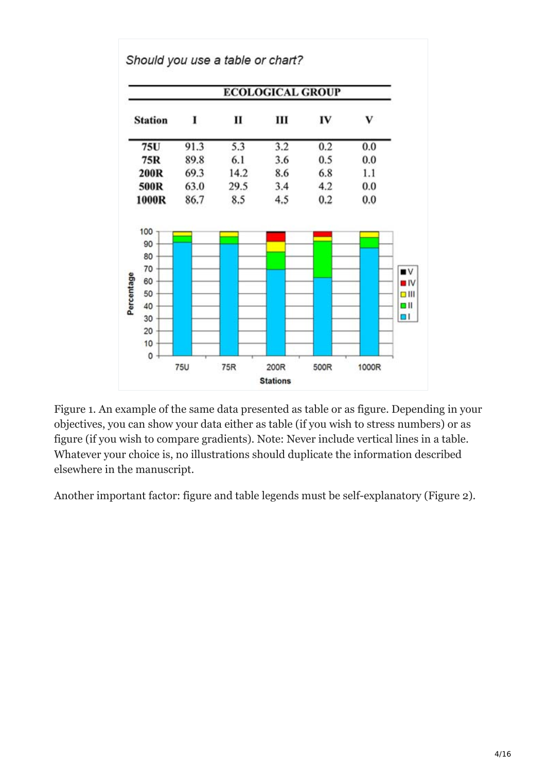*Should you use a table or chart?*

| | ECOLOGICAL GROUP | | | | |
|---|---|---|---|---|---|
| **Station** | **I** | **II** | **III** | **IV** | **V** |
| **75U** | 91.3 | 5.3 | 3.2 | 0.2 | 0.0 |
| **75R** | 89.8 | 6.1 | 3.6 | 0.5 | 0.0 |
| **200R** | 69.3 | 14.2 | 8.6 | 6.8 | 1.1 |
| **500R** | 63.0 | 29.5 | 3.4 | 4.2 | 0.0 |
| **1000R** | 86.7 | 8.5 | 4.5 | 0.2 | 0.0 |

Figure 1. An example of the same data presented as table or as figure. Depending in your objectives, you can show your data either as table (if you wish to stress numbers) or as figure (if you wish to compare gradients). Note: Never include vertical lines in a table. Whatever your choice is, no illustrations should duplicate the information described elsewhere in the manuscript.

Another important factor: figure and table legends must be self-explanatory (Figure 2).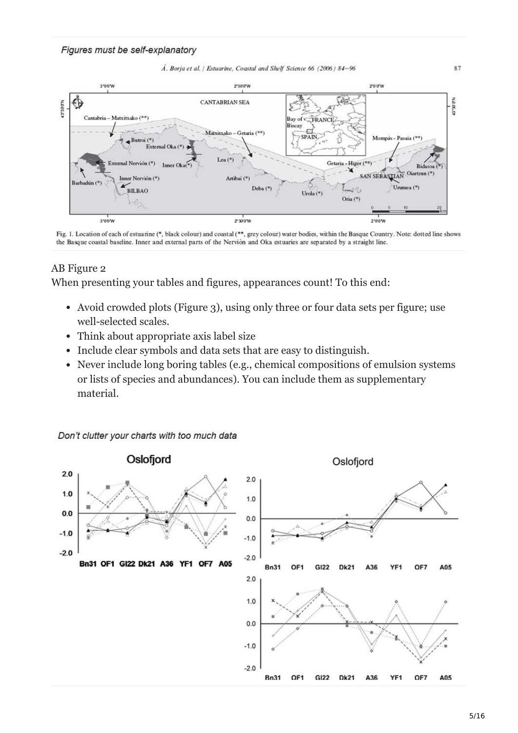*Figures must be self-explanatory*

Fig. 1. Location of each of estuarine (*, black colour) and coastal (**, grey colour) water bodies, within the Basque Country. Note: dotted line shows the Basque coastal baseline. Inner and external parts of the Nervión and Oka estuaries are separated by a straight line.

AB Figure 2

When presenting your tables and figures, appearances count! To this end:

- Avoid crowded plots (Figure 3), using only three or four data sets per figure; use well-selected scales.
- Think about appropriate axis label size
- Include clear symbols and data sets that are easy to distinguish.
- Never include long boring tables (e.g., chemical compositions of emulsion systems or lists of species and abundances). You can include them as supplementary material.

*Don't clutter your charts with too much data*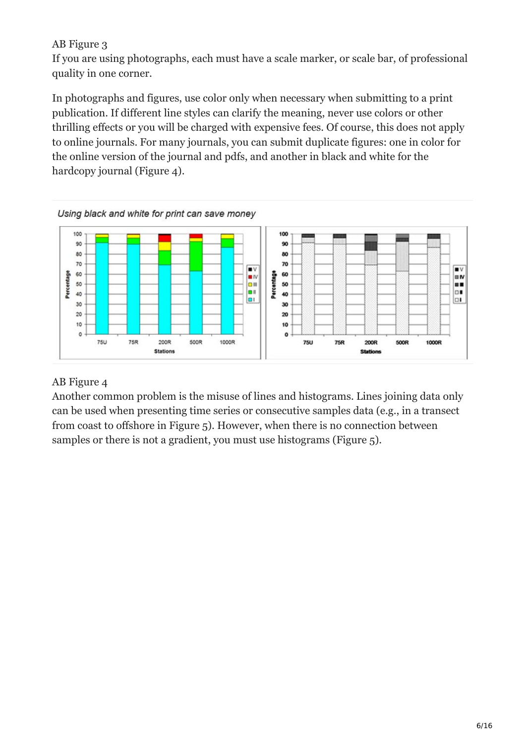AB Figure 3

If you are using photographs, each must have a scale marker, or scale bar, of professional quality in one corner.

In photographs and figures, use color only when necessary when submitting to a print publication. If different line styles can clarify the meaning, never use colors or other thrilling effects or you will be charged with expensive fees. Of course, this does not apply to online journals. For many journals, you can submit duplicate figures: one in color for the online version of the journal and pdfs, and another in black and white for the hardcopy journal (Figure 4).

Using black and white for print can save money

AB Figure 4

Another common problem is the misuse of lines and histograms. Lines joining data only can be used when presenting time series or consecutive samples data (e.g., in a transect from coast to offshore in Figure 5). However, when there is no connection between samples or there is not a gradient, you must use histograms (Figure 5).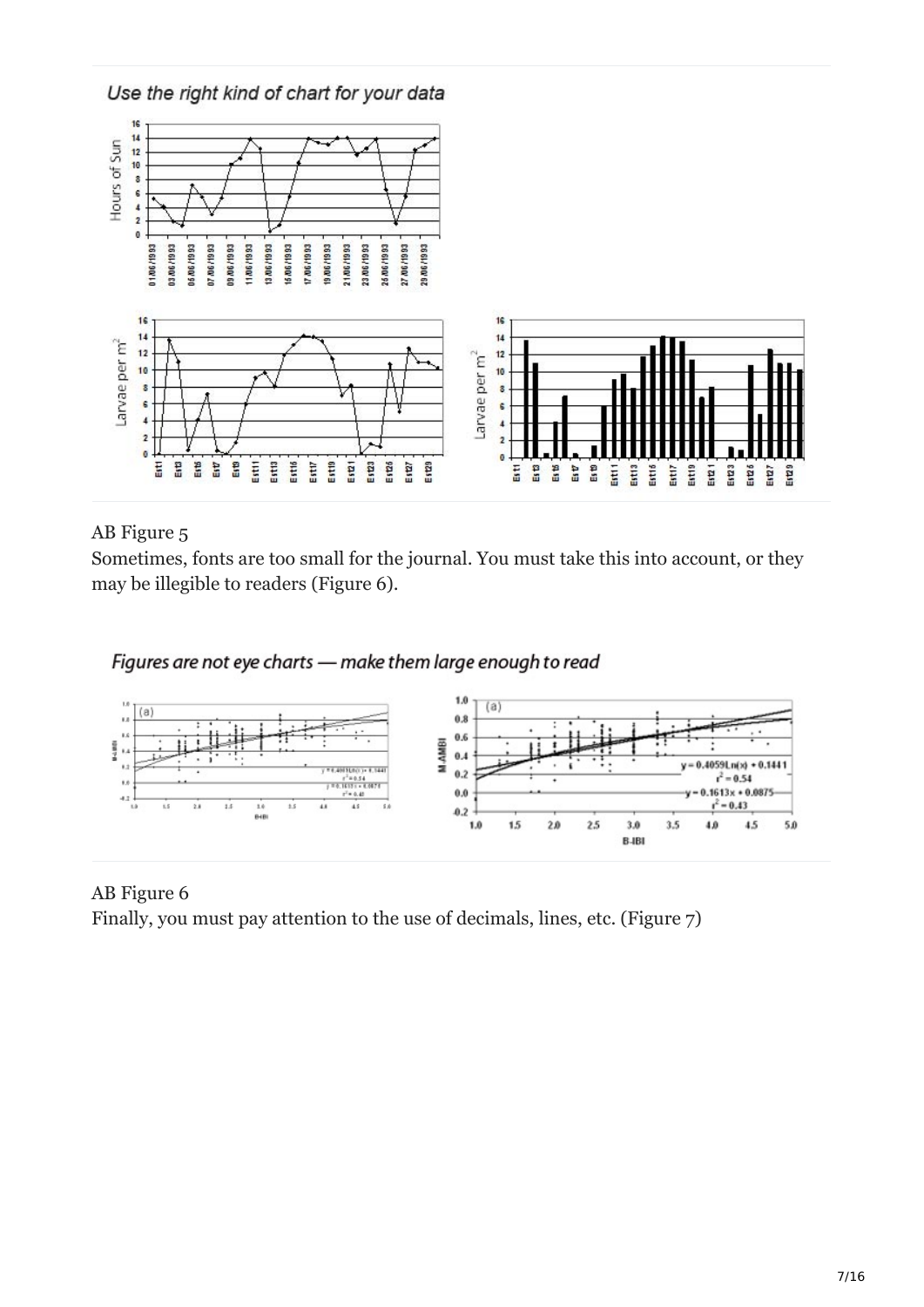Use the right kind of chart for your data

AB Figure 5

Sometimes, fonts are too small for the journal. You must take this into account, or they may be illegible to readers (Figure 6).

Figures are not eye charts — make them large enough to read

AB Figure 6

Finally, you must pay attention to the use of decimals, lines, etc. (Figure 7)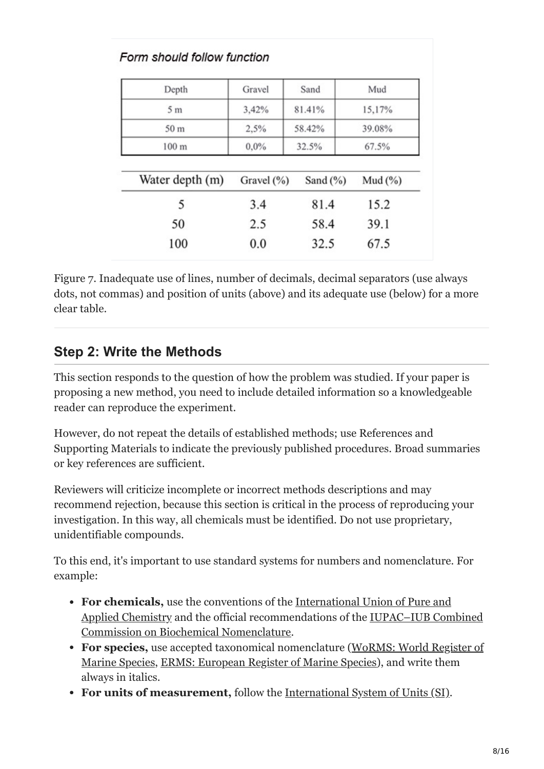*Form should follow function*

| Depth | Gravel | Sand | Mud |
| --- | --- | --- | --- |
| 5 m | 3,42% | 81.41% | 15,17% |
| 50 m | 2,5% | 58.42% | 39.08% |
| 100 m | 0,0% | 32.5% | 67.5% |

| Water depth (m) | Gravel (%) | Sand (%) | Mud (%) |
| --- | --- | --- | --- |
| 5 | 3.4 | 81.4 | 15.2 |
| 50 | 2.5 | 58.4 | 39.1 |
| 100 | 0.0 | 32.5 | 67.5 |

Figure 7. Inadequate use of lines, number of decimals, decimal separators (use always dots, not commas) and position of units (above) and its adequate use (below) for a more clear table.

## Step 2: Write the Methods

This section responds to the question of how the problem was studied. If your paper is proposing a new method, you need to include detailed information so a knowledgeable reader can reproduce the experiment.

However, do not repeat the details of established methods; use References and Supporting Materials to indicate the previously published procedures. Broad summaries or key references are sufficient.

Reviewers will criticize incomplete or incorrect methods descriptions and may recommend rejection, because this section is critical in the process of reproducing your investigation. In this way, all chemicals must be identified. Do not use proprietary, unidentifiable compounds.

To this end, it's important to use standard systems for numbers and nomenclature. For example:

- **For chemicals,** use the conventions of the International Union of Pure and Applied Chemistry and the official recommendations of the IUPAC–IUB Combined Commission on Biochemical Nomenclature.
- **For species,** use accepted taxonomical nomenclature (WoRMS: World Register of Marine Species, ERMS: European Register of Marine Species), and write them always in italics.
- **For units of measurement,** follow the International System of Units (SI).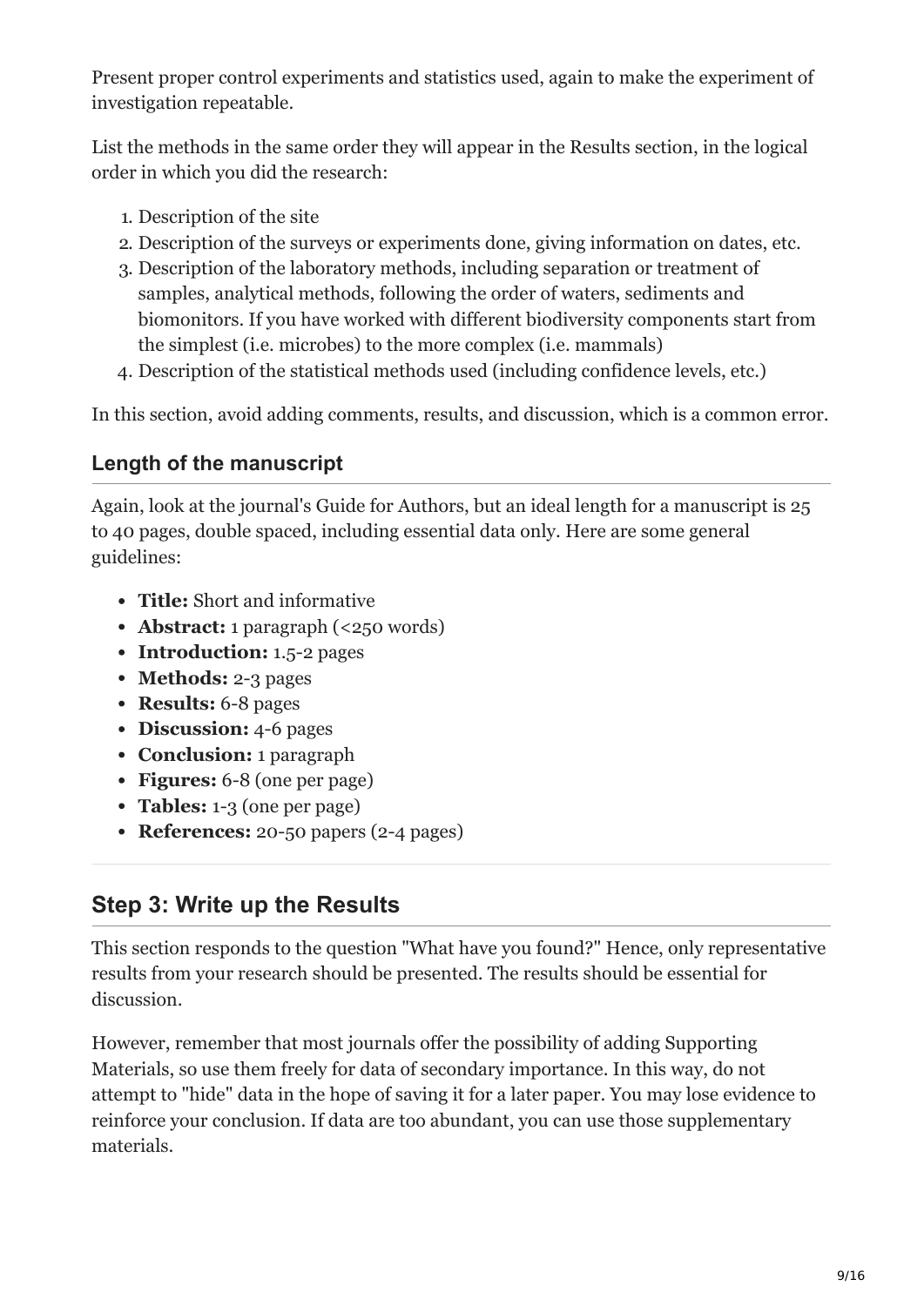Present proper control experiments and statistics used, again to make the experiment of investigation repeatable.

List the methods in the same order they will appear in the Results section, in the logical order in which you did the research:

1. Description of the site
2. Description of the surveys or experiments done, giving information on dates, etc.
3. Description of the laboratory methods, including separation or treatment of samples, analytical methods, following the order of waters, sediments and biomonitors. If you have worked with different biodiversity components start from the simplest (i.e. microbes) to the more complex (i.e. mammals)
4. Description of the statistical methods used (including confidence levels, etc.)

In this section, avoid adding comments, results, and discussion, which is a common error.

### Length of the manuscript

Again, look at the journal's Guide for Authors, but an ideal length for a manuscript is 25 to 40 pages, double spaced, including essential data only. Here are some general guidelines:

- **Title:** Short and informative
- **Abstract:** 1 paragraph (<250 words)
- **Introduction:** 1.5-2 pages
- **Methods:** 2-3 pages
- **Results:** 6-8 pages
- **Discussion:** 4-6 pages
- **Conclusion:** 1 paragraph
- **Figures:** 6-8 (one per page)
- **Tables:** 1-3 (one per page)
- **References:** 20-50 papers (2-4 pages)

## Step 3: Write up the Results

This section responds to the question "What have you found?" Hence, only representative results from your research should be presented. The results should be essential for discussion.

However, remember that most journals offer the possibility of adding Supporting Materials, so use them freely for data of secondary importance. In this way, do not attempt to "hide" data in the hope of saving it for a later paper. You may lose evidence to reinforce your conclusion. If data are too abundant, you can use those supplementary materials.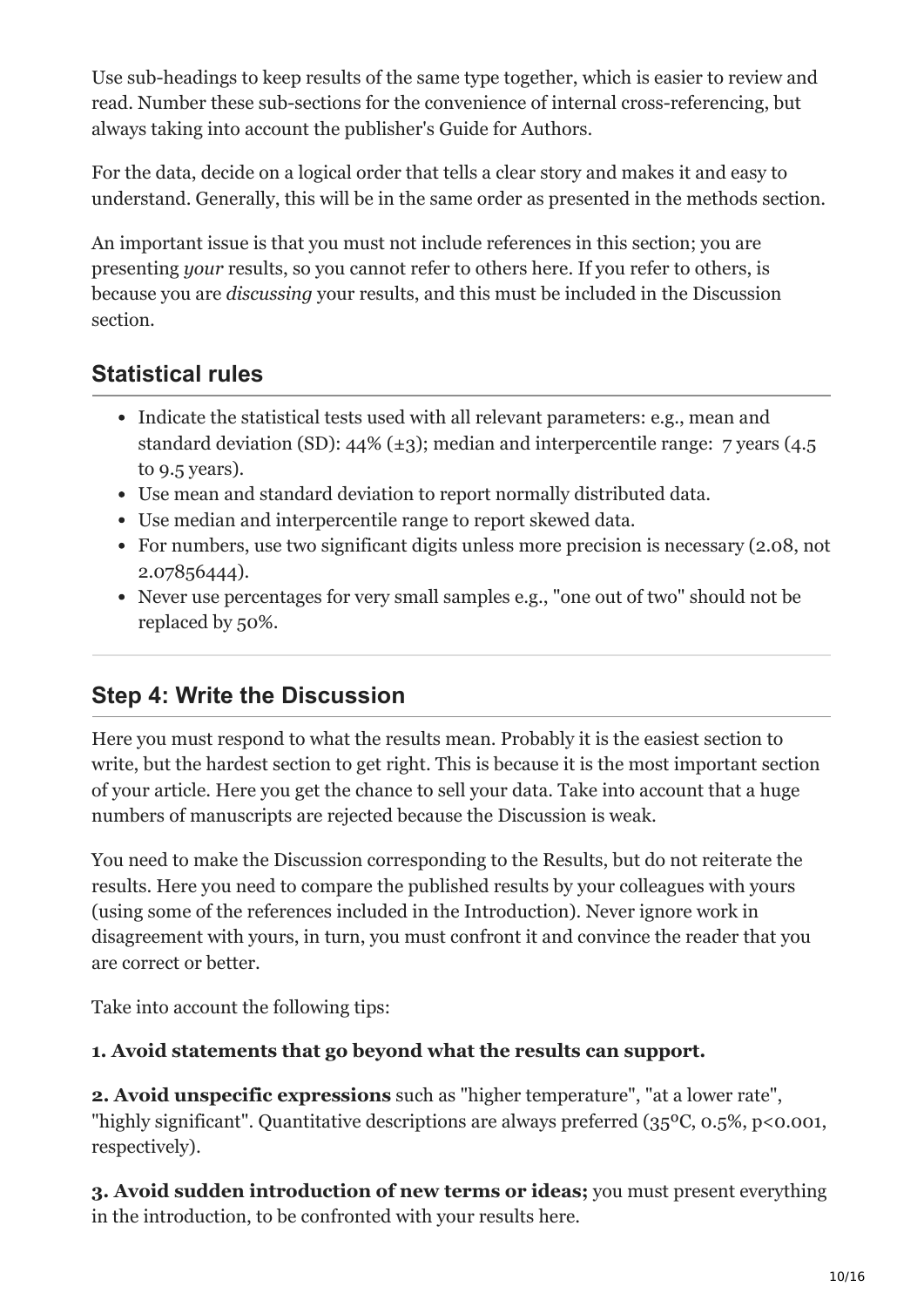Use sub-headings to keep results of the same type together, which is easier to review and read. Number these sub-sections for the convenience of internal cross-referencing, but always taking into account the publisher's Guide for Authors.

For the data, decide on a logical order that tells a clear story and makes it and easy to understand. Generally, this will be in the same order as presented in the methods section.

An important issue is that you must not include references in this section; you are presenting *your* results, so you cannot refer to others here. If you refer to others, is because you are *discussing* your results, and this must be included in the Discussion section.

## Statistical rules

- Indicate the statistical tests used with all relevant parameters: e.g., mean and standard deviation (SD): 44% (±3); median and interpercentile range: 7 years (4.5 to 9.5 years).
- Use mean and standard deviation to report normally distributed data.
- Use median and interpercentile range to report skewed data.
- For numbers, use two significant digits unless more precision is necessary (2.08, not 2.07856444).
- Never use percentages for very small samples e.g., "one out of two" should not be replaced by 50%.

## Step 4: Write the Discussion

Here you must respond to what the results mean. Probably it is the easiest section to write, but the hardest section to get right. This is because it is the most important section of your article. Here you get the chance to sell your data. Take into account that a huge numbers of manuscripts are rejected because the Discussion is weak.

You need to make the Discussion corresponding to the Results, but do not reiterate the results. Here you need to compare the published results by your colleagues with yours (using some of the references included in the Introduction). Never ignore work in disagreement with yours, in turn, you must confront it and convince the reader that you are correct or better.

Take into account the following tips:

**1. Avoid statements that go beyond what the results can support.**

**2. Avoid unspecific expressions** such as "higher temperature", "at a lower rate", "highly significant". Quantitative descriptions are always preferred (35ºC, 0.5%, $p<0.001$, respectively).

**3. Avoid sudden introduction of new terms or ideas;** you must present everything in the introduction, to be confronted with your results here.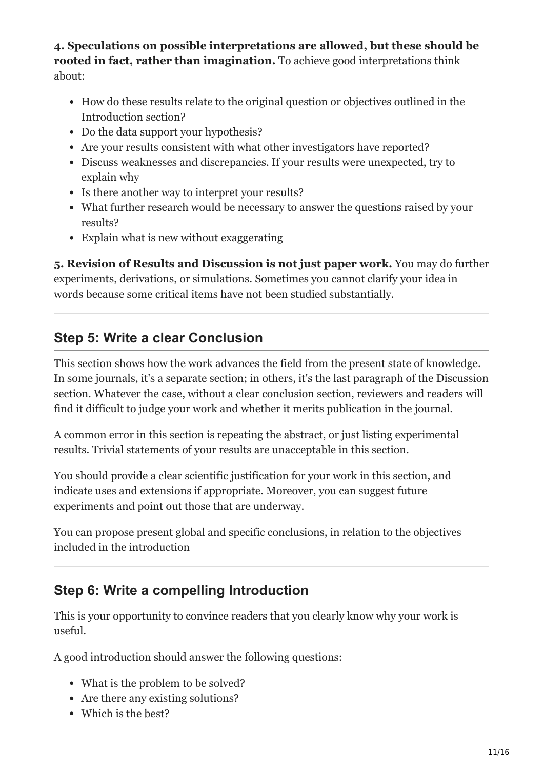**4. Speculations on possible interpretations are allowed, but these should be rooted in fact, rather than imagination.** To achieve good interpretations think about:

- How do these results relate to the original question or objectives outlined in the Introduction section?
- Do the data support your hypothesis?
- Are your results consistent with what other investigators have reported?
- Discuss weaknesses and discrepancies. If your results were unexpected, try to explain why
- Is there another way to interpret your results?
- What further research would be necessary to answer the questions raised by your results?
- Explain what is new without exaggerating

**5. Revision of Results and Discussion is not just paper work.** You may do further experiments, derivations, or simulations. Sometimes you cannot clarify your idea in words because some critical items have not been studied substantially.

## Step 5: Write a clear Conclusion

This section shows how the work advances the field from the present state of knowledge. In some journals, it's a separate section; in others, it's the last paragraph of the Discussion section. Whatever the case, without a clear conclusion section, reviewers and readers will find it difficult to judge your work and whether it merits publication in the journal.

A common error in this section is repeating the abstract, or just listing experimental results. Trivial statements of your results are unacceptable in this section.

You should provide a clear scientific justification for your work in this section, and indicate uses and extensions if appropriate. Moreover, you can suggest future experiments and point out those that are underway.

You can propose present global and specific conclusions, in relation to the objectives included in the introduction

## Step 6: Write a compelling Introduction

This is your opportunity to convince readers that you clearly know why your work is useful.

A good introduction should answer the following questions:

- What is the problem to be solved?
- Are there any existing solutions?
- Which is the best?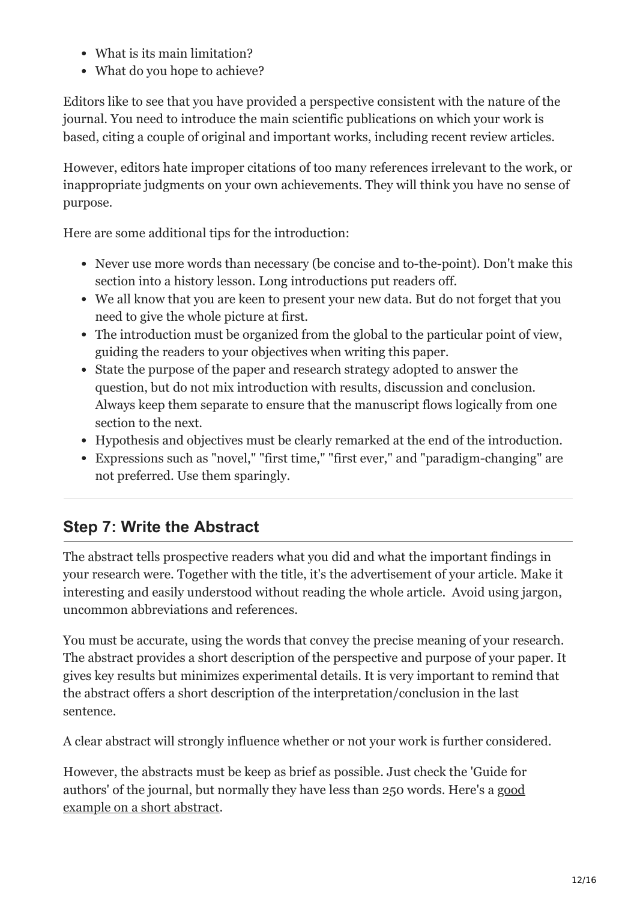- What is its main limitation?
- What do you hope to achieve?

Editors like to see that you have provided a perspective consistent with the nature of the journal. You need to introduce the main scientific publications on which your work is based, citing a couple of original and important works, including recent review articles.

However, editors hate improper citations of too many references irrelevant to the work, or inappropriate judgments on your own achievements. They will think you have no sense of purpose.

Here are some additional tips for the introduction:

- Never use more words than necessary (be concise and to-the-point). Don't make this section into a history lesson. Long introductions put readers off.
- We all know that you are keen to present your new data. But do not forget that you need to give the whole picture at first.
- The introduction must be organized from the global to the particular point of view, guiding the readers to your objectives when writing this paper.
- State the purpose of the paper and research strategy adopted to answer the question, but do not mix introduction with results, discussion and conclusion. Always keep them separate to ensure that the manuscript flows logically from one section to the next.
- Hypothesis and objectives must be clearly remarked at the end of the introduction.
- Expressions such as "novel," "first time," "first ever," and "paradigm-changing" are not preferred. Use them sparingly.

## Step 7: Write the Abstract

The abstract tells prospective readers what you did and what the important findings in your research were. Together with the title, it's the advertisement of your article. Make it interesting and easily understood without reading the whole article. Avoid using jargon, uncommon abbreviations and references.

You must be accurate, using the words that convey the precise meaning of your research. The abstract provides a short description of the perspective and purpose of your paper. It gives key results but minimizes experimental details. It is very important to remind that the abstract offers a short description of the interpretation/conclusion in the last sentence.

A clear abstract will strongly influence whether or not your work is further considered.

However, the abstracts must be keep as brief as possible. Just check the 'Guide for authors' of the journal, but normally they have less than 250 words. Here's a good example on a short abstract.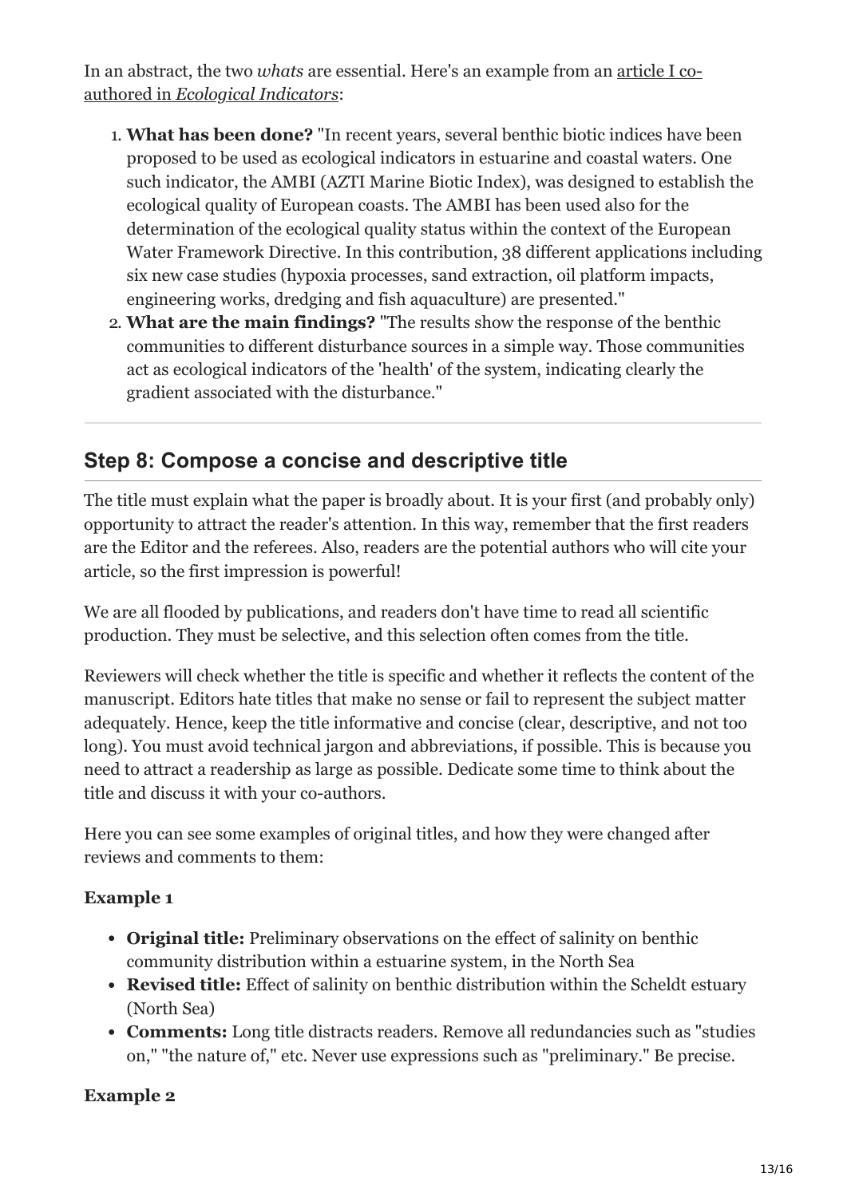In an abstract, the two *whats* are essential. Here's an example from an article I co-authored in *Ecological Indicators*:

1. **What has been done?** "In recent years, several benthic biotic indices have been proposed to be used as ecological indicators in estuarine and coastal waters. One such indicator, the AMBI (AZTI Marine Biotic Index), was designed to establish the ecological quality of European coasts. The AMBI has been used also for the determination of the ecological quality status within the context of the European Water Framework Directive. In this contribution, 38 different applications including six new case studies (hypoxia processes, sand extraction, oil platform impacts, engineering works, dredging and fish aquaculture) are presented."
2. **What are the main findings?** "The results show the response of the benthic communities to different disturbance sources in a simple way. Those communities act as ecological indicators of the 'health' of the system, indicating clearly the gradient associated with the disturbance."

---

## Step 8: Compose a concise and descriptive title

The title must explain what the paper is broadly about. It is your first (and probably only) opportunity to attract the reader's attention. In this way, remember that the first readers are the Editor and the referees. Also, readers are the potential authors who will cite your article, so the first impression is powerful!

We are all flooded by publications, and readers don't have time to read all scientific production. They must be selective, and this selection often comes from the title.

Reviewers will check whether the title is specific and whether it reflects the content of the manuscript. Editors hate titles that make no sense or fail to represent the subject matter adequately. Hence, keep the title informative and concise (clear, descriptive, and not too long). You must avoid technical jargon and abbreviations, if possible. This is because you need to attract a readership as large as possible. Dedicate some time to think about the title and discuss it with your co-authors.

Here you can see some examples of original titles, and how they were changed after reviews and comments to them:

**Example 1**

- **Original title:** Preliminary observations on the effect of salinity on benthic community distribution within a estuarine system, in the North Sea
- **Revised title:** Effect of salinity on benthic distribution within the Scheldt estuary (North Sea)
- **Comments:** Long title distracts readers. Remove all redundancies such as "studies on," "the nature of," etc. Never use expressions such as "preliminary." Be precise.

**Example 2**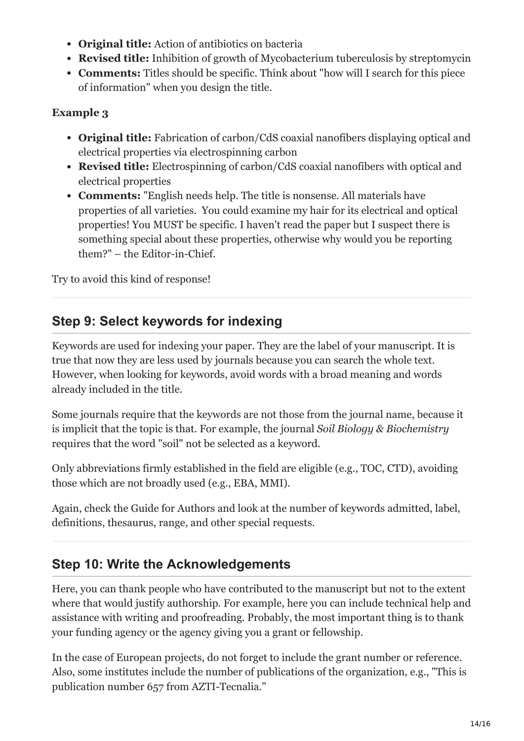- **Original title:** Action of antibiotics on bacteria
- **Revised title:** Inhibition of growth of Mycobacterium tuberculosis by streptomycin
- **Comments:** Titles should be specific. Think about "how will I search for this piece of information" when you design the title.

**Example 3**

- **Original title:** Fabrication of carbon/CdS coaxial nanofibers displaying optical and electrical properties via electrospinning carbon
- **Revised title:** Electrospinning of carbon/CdS coaxial nanofibers with optical and electrical properties
- **Comments:** "English needs help. The title is nonsense. All materials have properties of all varieties. You could examine my hair for its electrical and optical properties! You MUST be specific. I haven't read the paper but I suspect there is something special about these properties, otherwise why would you be reporting them?" – the Editor-in-Chief.

Try to avoid this kind of response!

## Step 9: Select keywords for indexing

Keywords are used for indexing your paper. They are the label of your manuscript. It is true that now they are less used by journals because you can search the whole text. However, when looking for keywords, avoid words with a broad meaning and words already included in the title.

Some journals require that the keywords are not those from the journal name, because it is implicit that the topic is that. For example, the journal *Soil Biology & Biochemistry* requires that the word "soil" not be selected as a keyword.

Only abbreviations firmly established in the field are eligible (e.g., TOC, CTD), avoiding those which are not broadly used (e.g., EBA, MMI).

Again, check the Guide for Authors and look at the number of keywords admitted, label, definitions, thesaurus, range, and other special requests.

## Step 10: Write the Acknowledgements

Here, you can thank people who have contributed to the manuscript but not to the extent where that would justify authorship. For example, here you can include technical help and assistance with writing and proofreading. Probably, the most important thing is to thank your funding agency or the agency giving you a grant or fellowship.

In the case of European projects, do not forget to include the grant number or reference. Also, some institutes include the number of publications of the organization, e.g., "This is publication number 657 from AZTI-Tecnalia."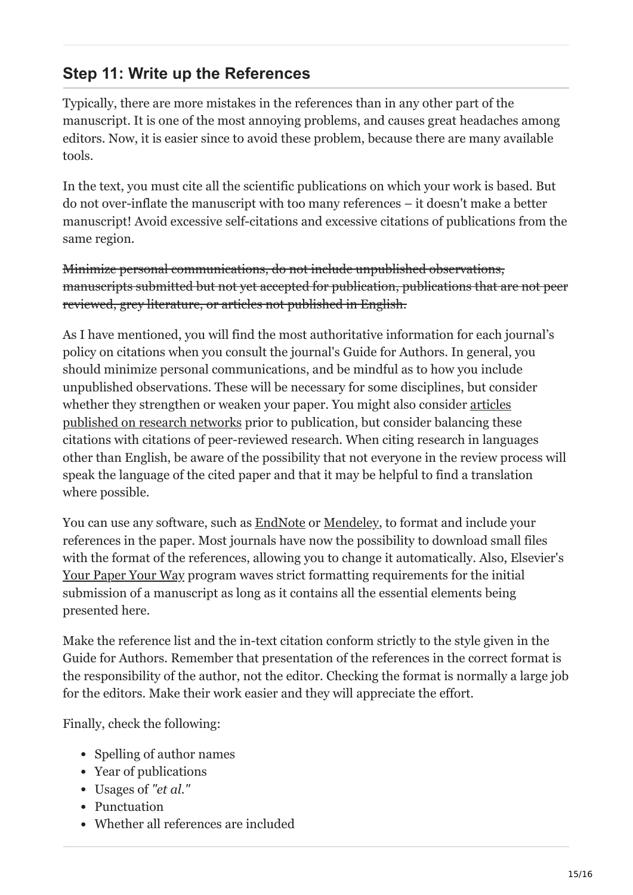## Step 11: Write up the References

Typically, there are more mistakes in the references than in any other part of the manuscript. It is one of the most annoying problems, and causes great headaches among editors. Now, it is easier since to avoid these problem, because there are many available tools.

In the text, you must cite all the scientific publications on which your work is based. But do not over-inflate the manuscript with too many references – it doesn't make a better manuscript! Avoid excessive self-citations and excessive citations of publications from the same region.

~~Minimize personal communications, do not include unpublished observations, manuscripts submitted but not yet accepted for publication, publications that are not peer reviewed, grey literature, or articles not published in English.~~

As I have mentioned, you will find the most authoritative information for each journal's policy on citations when you consult the journal's Guide for Authors. In general, you should minimize personal communications, and be mindful as to how you include unpublished observations. These will be necessary for some disciplines, but consider whether they strengthen or weaken your paper. You might also consider articles published on research networks prior to publication, but consider balancing these citations with citations of peer-reviewed research. When citing research in languages other than English, be aware of the possibility that not everyone in the review process will speak the language of the cited paper and that it may be helpful to find a translation where possible.

You can use any software, such as EndNote or Mendeley, to format and include your references in the paper. Most journals have now the possibility to download small files with the format of the references, allowing you to change it automatically. Also, Elsevier's Your Paper Your Way program waves strict formatting requirements for the initial submission of a manuscript as long as it contains all the essential elements being presented here.

Make the reference list and the in-text citation conform strictly to the style given in the Guide for Authors. Remember that presentation of the references in the correct format is the responsibility of the author, not the editor. Checking the format is normally a large job for the editors. Make their work easier and they will appreciate the effort.

Finally, check the following:

- Spelling of author names
- Year of publications
- Usages of *"et al."*
- Punctuation
- Whether all references are included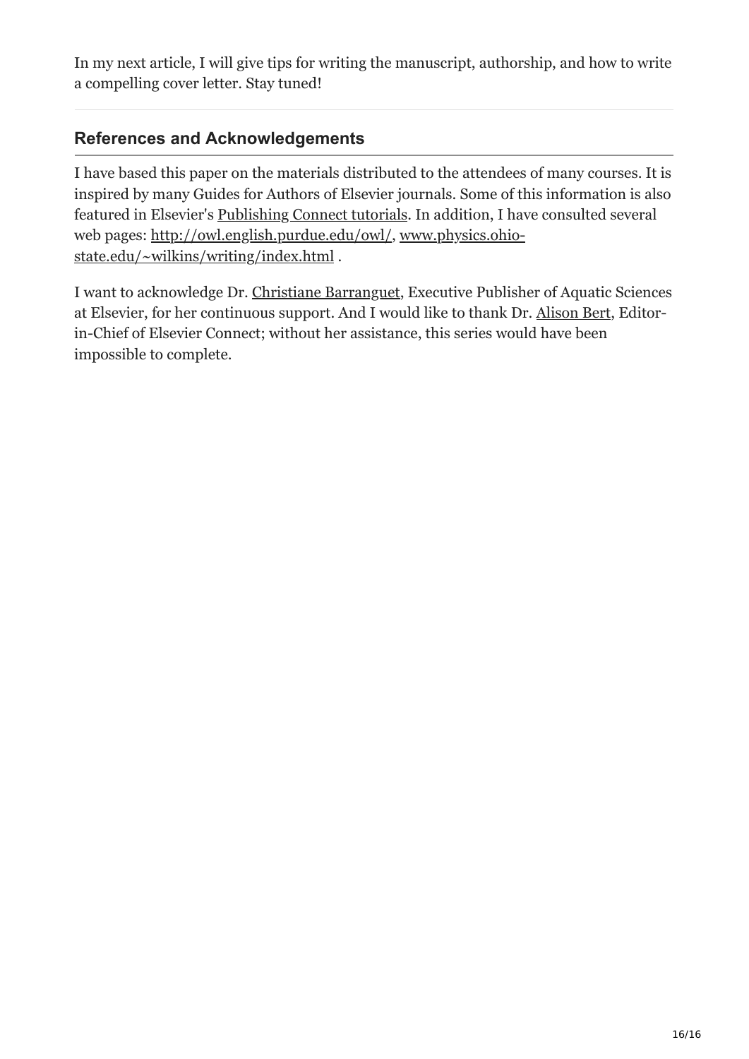In my next article, I will give tips for writing the manuscript, authorship, and how to write a compelling cover letter. Stay tuned!

---

## References and Acknowledgements

I have based this paper on the materials distributed to the attendees of many courses. It is inspired by many Guides for Authors of Elsevier journals. Some of this information is also featured in Elsevier's Publishing Connect tutorials. In addition, I have consulted several web pages: http://owl.english.purdue.edu/owl/, www.physics.ohio-state.edu/~wilkins/writing/index.html .

I want to acknowledge Dr. Christiane Barranguet, Executive Publisher of Aquatic Sciences at Elsevier, for her continuous support. And I would like to thank Dr. Alison Bert, Editor-in-Chief of Elsevier Connect; without her assistance, this series would have been impossible to complete.